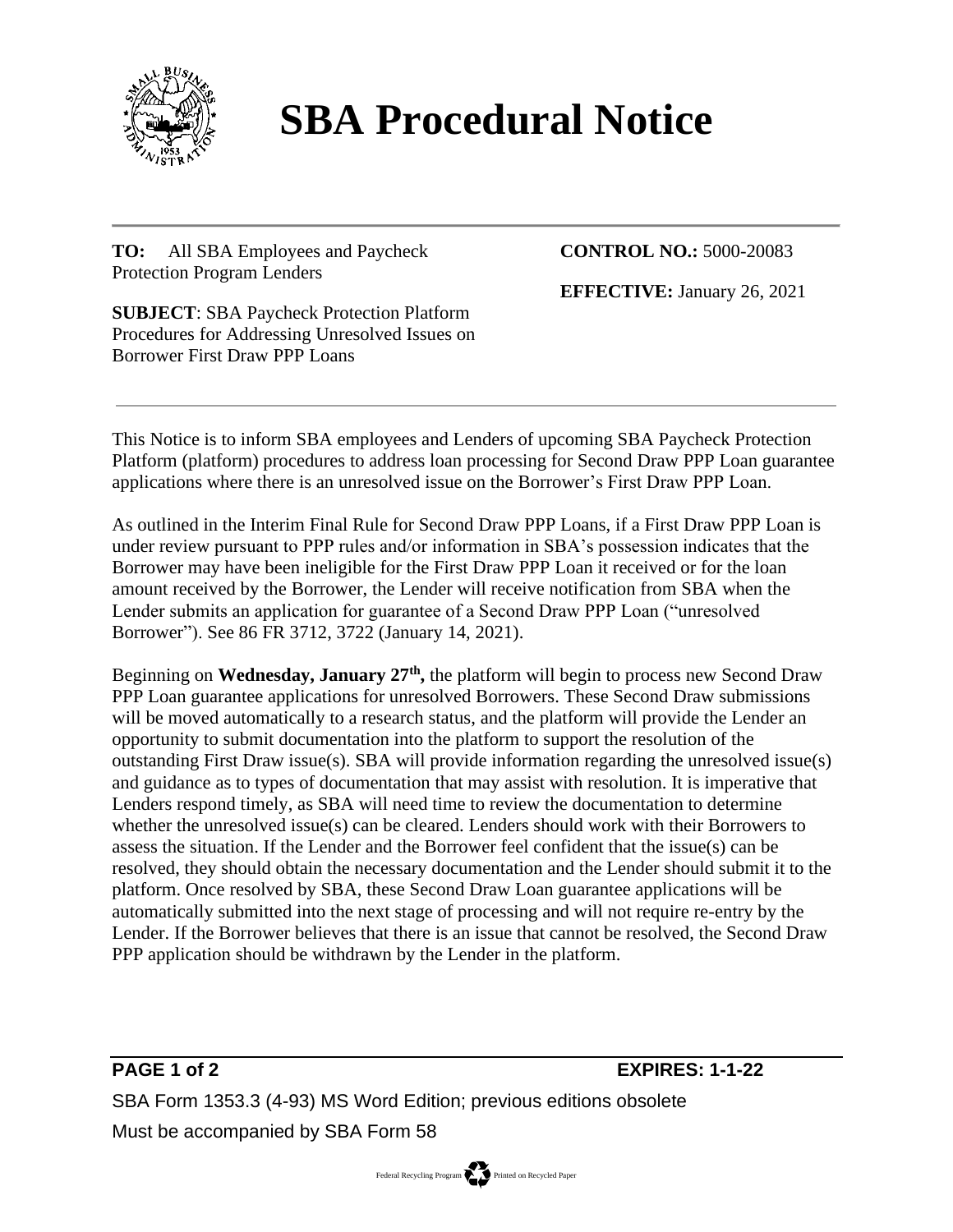# SBA Procedural Notice

**TO:** All SBA Employees and Paycheck Protection Program Lenders

**CONTROL NO.:** 5000-20083

**EFFECTIVE:** January 26, 2021

**SUBJECT**: SBA Paycheck Protection Platform Procedures for Addressing Unresolved Issues on Borrower First Draw PPP Loans

---

This Notice is to inform SBA employees and Lenders of upcoming SBA Paycheck Protection Platform (platform) procedures to address loan processing for Second Draw PPP Loan guarantee applications where there is an unresolved issue on the Borrower's First Draw PPP Loan.

As outlined in the Interim Final Rule for Second Draw PPP Loans, if a First Draw PPP Loan is under review pursuant to PPP rules and/or information in SBA's possession indicates that the Borrower may have been ineligible for the First Draw PPP Loan it received or for the loan amount received by the Borrower, the Lender will receive notification from SBA when the Lender submits an application for guarantee of a Second Draw PPP Loan ("unresolved Borrower"). See 86 FR 3712, 3722 (January 14, 2021).

Beginning on **Wednesday, January 27th,** the platform will begin to process new Second Draw PPP Loan guarantee applications for unresolved Borrowers. These Second Draw submissions will be moved automatically to a research status, and the platform will provide the Lender an opportunity to submit documentation into the platform to support the resolution of the outstanding First Draw issue(s). SBA will provide information regarding the unresolved issue(s) and guidance as to types of documentation that may assist with resolution. It is imperative that Lenders respond timely, as SBA will need time to review the documentation to determine whether the unresolved issue(s) can be cleared. Lenders should work with their Borrowers to assess the situation. If the Lender and the Borrower feel confident that the issue(s) can be resolved, they should obtain the necessary documentation and the Lender should submit it to the platform. Once resolved by SBA, these Second Draw Loan guarantee applications will be automatically submitted into the next stage of processing and will not require re-entry by the Lender. If the Borrower believes that there is an issue that cannot be resolved, the Second Draw PPP application should be withdrawn by the Lender in the platform.

**EXPIRES: 1-1-22**

SBA Form 1353.3 (4-93) MS Word Edition; previous editions obsolete

Must be accompanied by SBA Form 58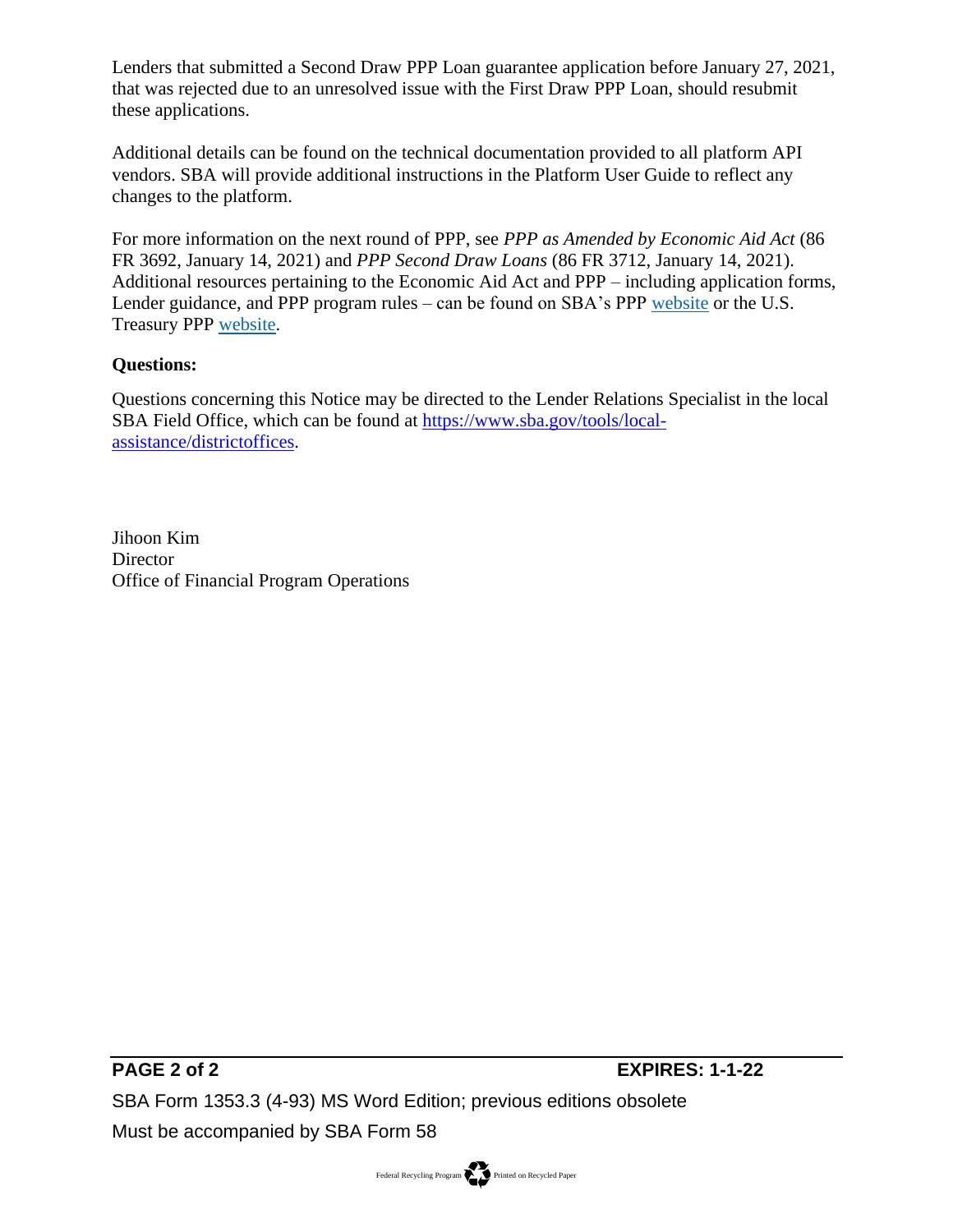Lenders that submitted a Second Draw PPP Loan guarantee application before January 27, 2021, that was rejected due to an unresolved issue with the First Draw PPP Loan, should resubmit these applications.

Additional details can be found on the technical documentation provided to all platform API vendors. SBA will provide additional instructions in the Platform User Guide to reflect any changes to the platform.

For more information on the next round of PPP, see *PPP as Amended by Economic Aid Act* (86 FR 3692, January 14, 2021) and *PPP Second Draw Loans* (86 FR 3712, January 14, 2021). Additional resources pertaining to the Economic Aid Act and PPP – including application forms, Lender guidance, and PPP program rules – can be found on SBA's PPP website or the U.S. Treasury PPP website.

**Questions:**

Questions concerning this Notice may be directed to the Lender Relations Specialist in the local SBA Field Office, which can be found at https://www.sba.gov/tools/local-assistance/districtoffices.

Jihoon Kim
Director
Office of Financial Program Operations

**EXPIRES: 1-1-22**

SBA Form 1353.3 (4-93) MS Word Edition; previous editions obsolete
Must be accompanied by SBA Form 58

Federal Recycling Program Printed on Recycled Paper